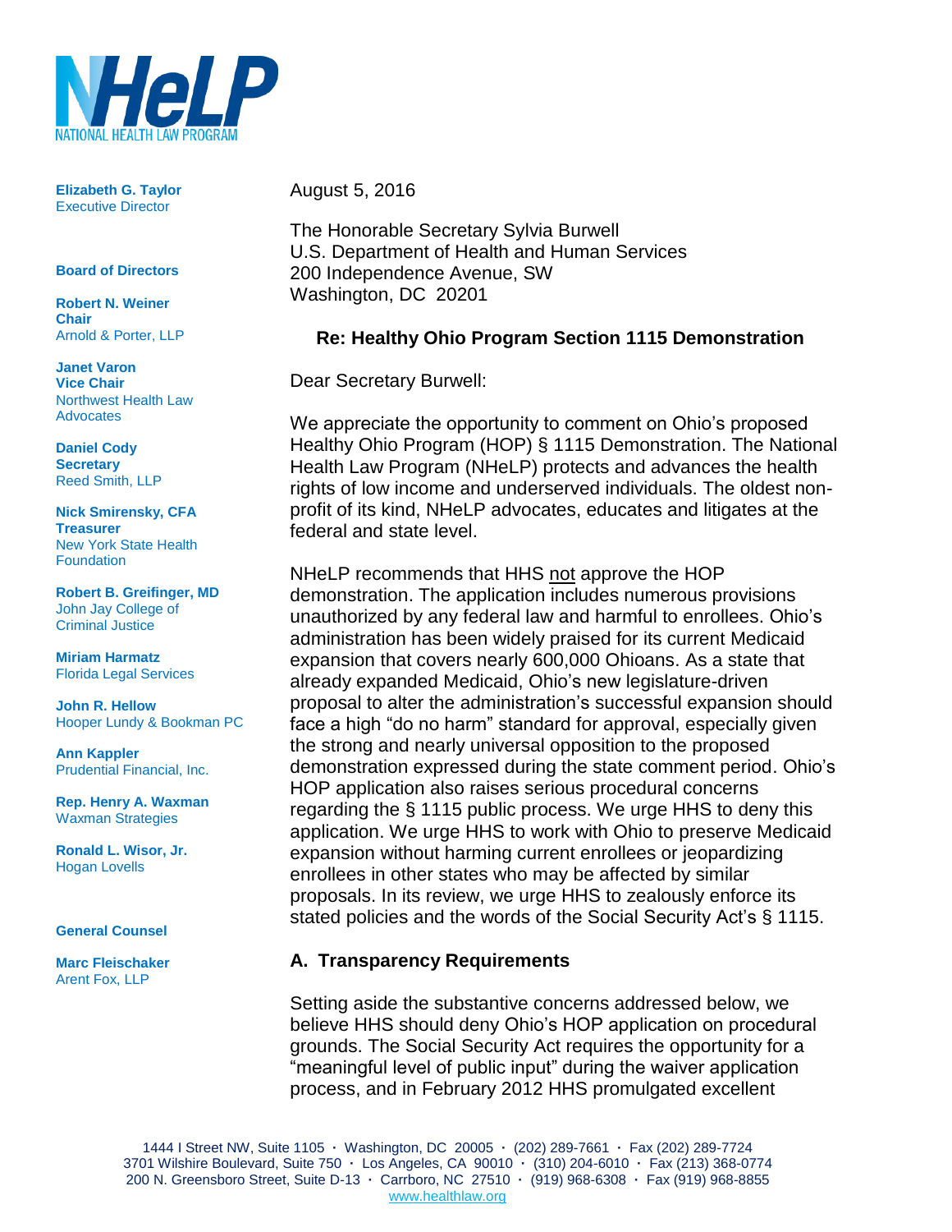NATIONAL HEALTH LAW PROGRAM

**Elizabeth G. Taylor**
Executive Director

**Board of Directors**

**Robert N. Weiner**
**Chair**
Arnold & Porter, LLP

**Janet Varon**
**Vice Chair**
Northwest Health Law Advocates

**Daniel Cody**
**Secretary**
Reed Smith, LLP

**Nick Smirensky, CFA**
**Treasurer**
New York State Health Foundation

**Robert B. Greifinger, MD**
John Jay College of Criminal Justice

**Miriam Harmatz**
Florida Legal Services

**John R. Hellow**
Hooper Lundy & Bookman PC

**Ann Kappler**
Prudential Financial, Inc.

**Rep. Henry A. Waxman**
Waxman Strategies

**Ronald L. Wisor, Jr.**
Hogan Lovells

**General Counsel**

**Marc Fleischaker**
Arent Fox, LLP

August 5, 2016

The Honorable Secretary Sylvia Burwell
U.S. Department of Health and Human Services
200 Independence Avenue, SW
Washington, DC 20201

**Re: Healthy Ohio Program Section 1115 Demonstration**

Dear Secretary Burwell:

We appreciate the opportunity to comment on Ohio's proposed Healthy Ohio Program (HOP) § 1115 Demonstration. The National Health Law Program (NHeLP) protects and advances the health rights of low income and underserved individuals. The oldest non-profit of its kind, NHeLP advocates, educates and litigates at the federal and state level.

NHeLP recommends that HHS not approve the HOP demonstration. The application includes numerous provisions unauthorized by any federal law and harmful to enrollees. Ohio's administration has been widely praised for its current Medicaid expansion that covers nearly 600,000 Ohioans. As a state that already expanded Medicaid, Ohio's new legislature-driven proposal to alter the administration's successful expansion should face a high "do no harm" standard for approval, especially given the strong and nearly universal opposition to the proposed demonstration expressed during the state comment period. Ohio's HOP application also raises serious procedural concerns regarding the § 1115 public process. We urge HHS to deny this application. We urge HHS to work with Ohio to preserve Medicaid expansion without harming current enrollees or jeopardizing enrollees in other states who may be affected by similar proposals. In its review, we urge HHS to zealously enforce its stated policies and the words of the Social Security Act's § 1115.

## A. Transparency Requirements

Setting aside the substantive concerns addressed below, we believe HHS should deny Ohio's HOP application on procedural grounds. The Social Security Act requires the opportunity for a "meaningful level of public input" during the waiver application process, and in February 2012 HHS promulgated excellent

1444 I Street NW, Suite 1105 · Washington, DC 20005 · (202) 289-7661 · Fax (202) 289-7724
3701 Wilshire Boulevard, Suite 750 · Los Angeles, CA 90010 · (310) 204-6010 · Fax (213) 368-0774
200 N. Greensboro Street, Suite D-13 · Carrboro, NC 27510 · (919) 968-6308 · Fax (919) 968-8855
www.healthlaw.org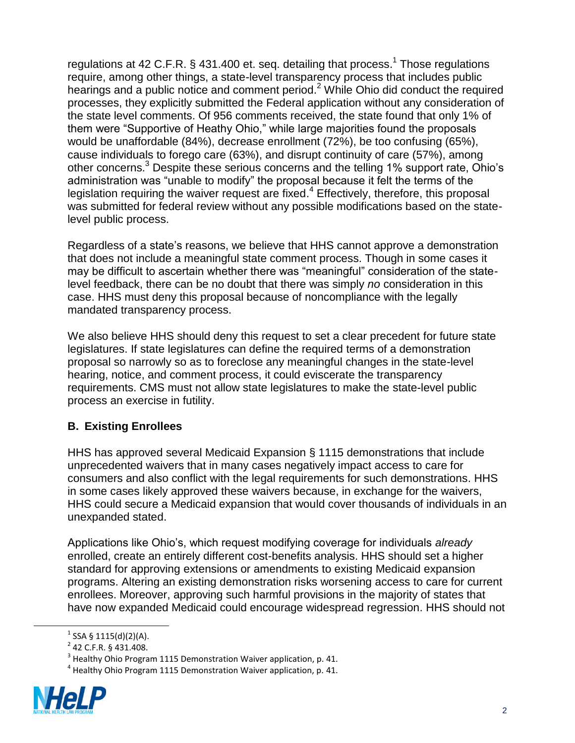regulations at 42 C.F.R. § 431.400 et. seq. detailing that process.[1] Those regulations require, among other things, a state-level transparency process that includes public hearings and a public notice and comment period.[2] While Ohio did conduct the required processes, they explicitly submitted the Federal application without any consideration of the state level comments. Of 956 comments received, the state found that only 1% of them were "Supportive of Heathy Ohio," while large majorities found the proposals would be unaffordable (84%), decrease enrollment (72%), be too confusing (65%), cause individuals to forego care (63%), and disrupt continuity of care (57%), among other concerns.[3] Despite these serious concerns and the telling 1% support rate, Ohio's administration was "unable to modify" the proposal because it felt the terms of the legislation requiring the waiver request are fixed.[4] Effectively, therefore, this proposal was submitted for federal review without any possible modifications based on the state-level public process.

Regardless of a state's reasons, we believe that HHS cannot approve a demonstration that does not include a meaningful state comment process. Though in some cases it may be difficult to ascertain whether there was "meaningful" consideration of the state-level feedback, there can be no doubt that there was simply *no* consideration in this case. HHS must deny this proposal because of noncompliance with the legally mandated transparency process.

We also believe HHS should deny this request to set a clear precedent for future state legislatures. If state legislatures can define the required terms of a demonstration proposal so narrowly so as to foreclose any meaningful changes in the state-level hearing, notice, and comment process, it could eviscerate the transparency requirements. CMS must not allow state legislatures to make the state-level public process an exercise in futility.

### B. Existing Enrollees

HHS has approved several Medicaid Expansion § 1115 demonstrations that include unprecedented waivers that in many cases negatively impact access to care for consumers and also conflict with the legal requirements for such demonstrations. HHS in some cases likely approved these waivers because, in exchange for the waivers, HHS could secure a Medicaid expansion that would cover thousands of individuals in an unexpanded stated.

Applications like Ohio's, which request modifying coverage for individuals *already* enrolled, create an entirely different cost-benefits analysis. HHS should set a higher standard for approving extensions or amendments to existing Medicaid expansion programs. Altering an existing demonstration risks worsening access to care for current enrollees. Moreover, approving such harmful provisions in the majority of states that have now expanded Medicaid could encourage widespread regression. HHS should not

[1] SSA § 1115(d)(2)(A).

[2] 42 C.F.R. § 431.408.

[3] Healthy Ohio Program 1115 Demonstration Waiver application, p. 41.

[4] Healthy Ohio Program 1115 Demonstration Waiver application, p. 41.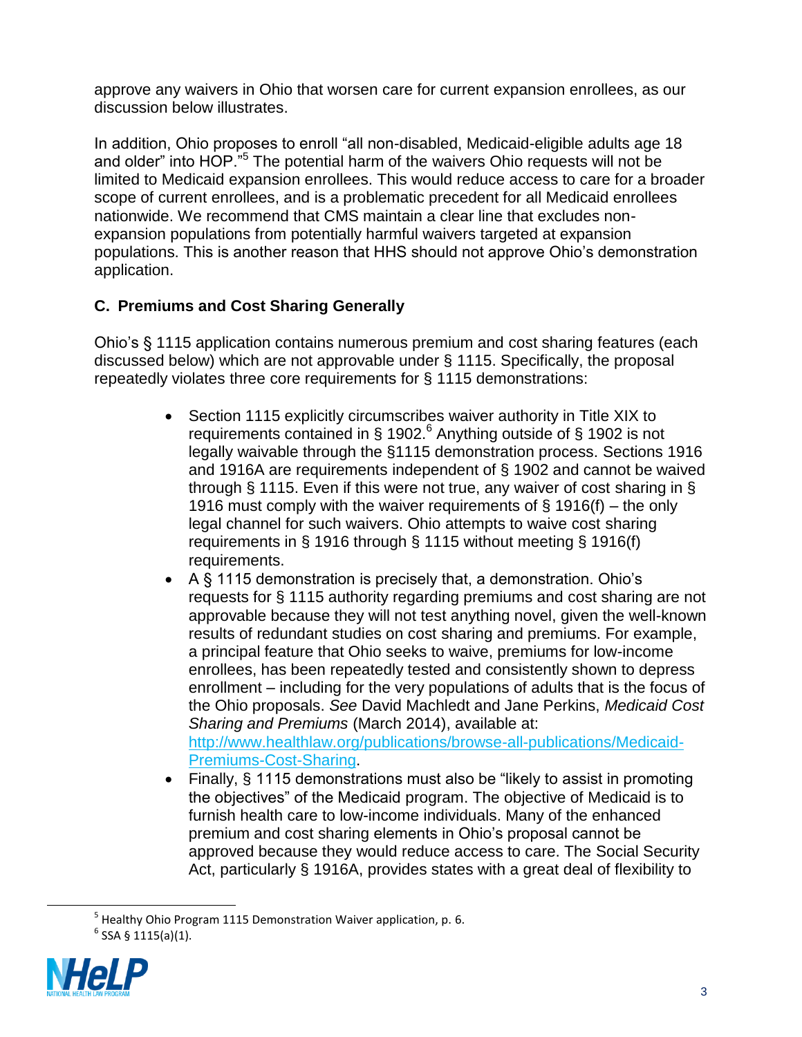approve any waivers in Ohio that worsen care for current expansion enrollees, as our discussion below illustrates.

In addition, Ohio proposes to enroll "all non-disabled, Medicaid-eligible adults age 18 and older" into HOP."[5] The potential harm of the waivers Ohio requests will not be limited to Medicaid expansion enrollees. This would reduce access to care for a broader scope of current enrollees, and is a problematic precedent for all Medicaid enrollees nationwide. We recommend that CMS maintain a clear line that excludes non-expansion populations from potentially harmful waivers targeted at expansion populations. This is another reason that HHS should not approve Ohio's demonstration application.

### C. Premiums and Cost Sharing Generally

Ohio's § 1115 application contains numerous premium and cost sharing features (each discussed below) which are not approvable under § 1115. Specifically, the proposal repeatedly violates three core requirements for § 1115 demonstrations:

- Section 1115 explicitly circumscribes waiver authority in Title XIX to requirements contained in § 1902.[6] Anything outside of § 1902 is not legally waivable through the §1115 demonstration process. Sections 1916 and 1916A are requirements independent of § 1902 and cannot be waived through § 1115. Even if this were not true, any waiver of cost sharing in § 1916 must comply with the waiver requirements of § 1916(f) – the only legal channel for such waivers. Ohio attempts to waive cost sharing requirements in § 1916 through § 1115 without meeting § 1916(f) requirements.
- A § 1115 demonstration is precisely that, a demonstration. Ohio's requests for § 1115 authority regarding premiums and cost sharing are not approvable because they will not test anything novel, given the well-known results of redundant studies on cost sharing and premiums. For example, a principal feature that Ohio seeks to waive, premiums for low-income enrollees, has been repeatedly tested and consistently shown to depress enrollment – including for the very populations of adults that is the focus of the Ohio proposals. *See* David Machledt and Jane Perkins, *Medicaid Cost Sharing and Premiums* (March 2014), available at: [http://www.healthlaw.org/publications/browse-all-publications/Medicaid-Premiums-Cost-Sharing](http://www.healthlaw.org/publications/browse-all-publications/Medicaid-Premiums-Cost-Sharing).
- Finally, § 1115 demonstrations must also be "likely to assist in promoting the objectives" of the Medicaid program. The objective of Medicaid is to furnish health care to low-income individuals. Many of the enhanced premium and cost sharing elements in Ohio's proposal cannot be approved because they would reduce access to care. The Social Security Act, particularly § 1916A, provides states with a great deal of flexibility to

[5] Healthy Ohio Program 1115 Demonstration Waiver application, p. 6.

[6] SSA § 1115(a)(1).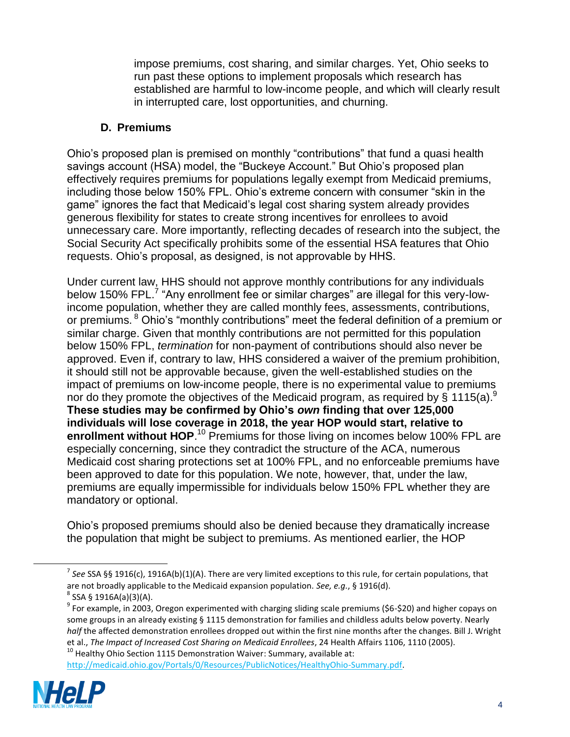impose premiums, cost sharing, and similar charges. Yet, Ohio seeks to run past these options to implement proposals which research has established are harmful to low-income people, and which will clearly result in interrupted care, lost opportunities, and churning.

### D. Premiums

Ohio's proposed plan is premised on monthly "contributions" that fund a quasi health savings account (HSA) model, the "Buckeye Account." But Ohio's proposed plan effectively requires premiums for populations legally exempt from Medicaid premiums, including those below 150% FPL. Ohio's extreme concern with consumer "skin in the game" ignores the fact that Medicaid's legal cost sharing system already provides generous flexibility for states to create strong incentives for enrollees to avoid unnecessary care. More importantly, reflecting decades of research into the subject, the Social Security Act specifically prohibits some of the essential HSA features that Ohio requests. Ohio's proposal, as designed, is not approvable by HHS.

Under current law, HHS should not approve monthly contributions for any individuals below 150% FPL.[7] "Any enrollment fee or similar charges" are illegal for this very-low-income population, whether they are called monthly fees, assessments, contributions, or premiums.[8] Ohio's "monthly contributions" meet the federal definition of a premium or similar charge. Given that monthly contributions are not permitted for this population below 150% FPL, *termination* for non-payment of contributions should also never be approved. Even if, contrary to law, HHS considered a waiver of the premium prohibition, it should still not be approvable because, given the well-established studies on the impact of premiums on low-income people, there is no experimental value to premiums nor do they promote the objectives of the Medicaid program, as required by § 1115(a).[9] **These studies may be confirmed by Ohio's *own* finding that over 125,000 individuals will lose coverage in 2018, the year HOP would start, relative to enrollment without HOP**.[10] Premiums for those living on incomes below 100% FPL are especially concerning, since they contradict the structure of the ACA, numerous Medicaid cost sharing protections set at 100% FPL, and no enforceable premiums have been approved to date for this population. We note, however, that, under the law, premiums are equally impermissible for individuals below 150% FPL whether they are mandatory or optional.

Ohio's proposed premiums should also be denied because they dramatically increase the population that might be subject to premiums. As mentioned earlier, the HOP

---

[7] *See* SSA §§ 1916(c), 1916A(b)(1)(A). There are very limited exceptions to this rule, for certain populations, that are not broadly applicable to the Medicaid expansion population. *See, e.g.*, § 1916(d).

[8] SSA § 1916A(a)(3)(A).

[9] For example, in 2003, Oregon experimented with charging sliding scale premiums ($6-$20) and higher copays on some groups in an already existing § 1115 demonstration for families and childless adults below poverty. Nearly *half* the affected demonstration enrollees dropped out within the first nine months after the changes. Bill J. Wright et al., *The Impact of Increased Cost Sharing on Medicaid Enrollees*, 24 Health Affairs 1106, 1110 (2005).

[10] Healthy Ohio Section 1115 Demonstration Waiver: Summary, available at: http://medicaid.ohio.gov/Portals/0/Resources/PublicNotices/HealthyOhio-Summary.pdf.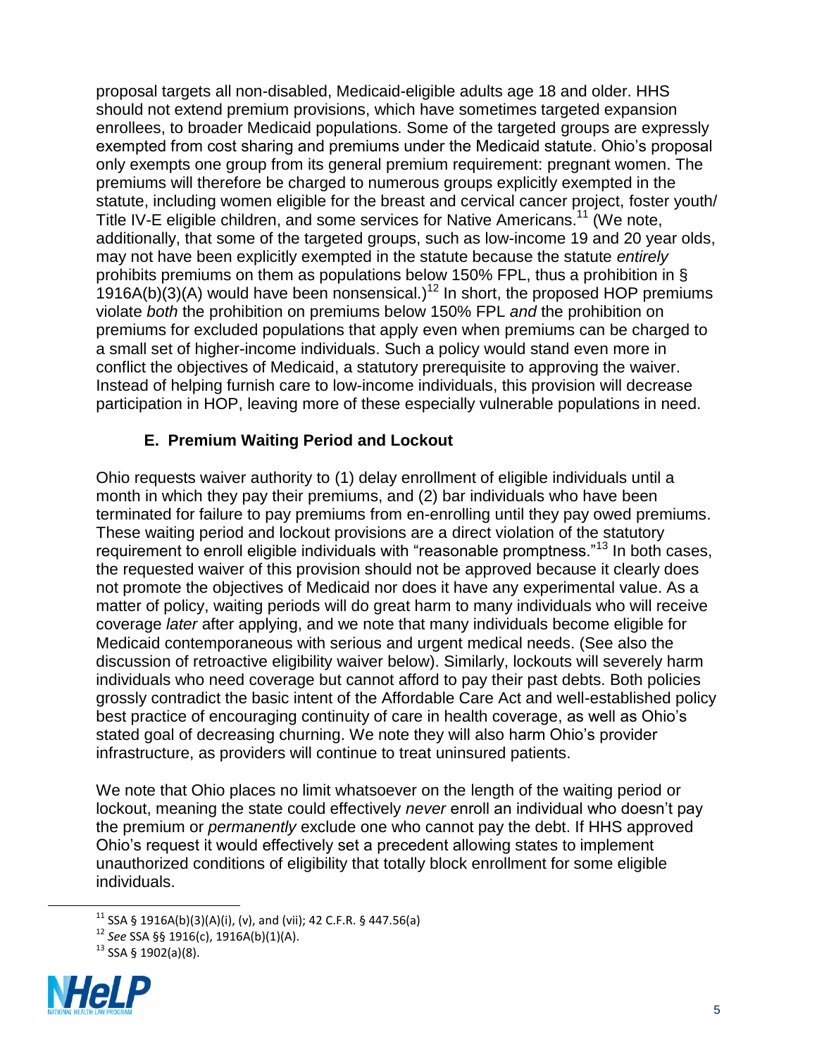proposal targets all non-disabled, Medicaid-eligible adults age 18 and older. HHS should not extend premium provisions, which have sometimes targeted expansion enrollees, to broader Medicaid populations. Some of the targeted groups are expressly exempted from cost sharing and premiums under the Medicaid statute. Ohio's proposal only exempts one group from its general premium requirement: pregnant women. The premiums will therefore be charged to numerous groups explicitly exempted in the statute, including women eligible for the breast and cervical cancer project, foster youth/ Title IV-E eligible children, and some services for Native Americans.[11] (We note, additionally, that some of the targeted groups, such as low-income 19 and 20 year olds, may not have been explicitly exempted in the statute because the statute *entirely* prohibits premiums on them as populations below 150% FPL, thus a prohibition in § 1916A(b)(3)(A) would have been nonsensical.)[12] In short, the proposed HOP premiums violate *both* the prohibition on premiums below 150% FPL *and* the prohibition on premiums for excluded populations that apply even when premiums can be charged to a small set of higher-income individuals. Such a policy would stand even more in conflict the objectives of Medicaid, a statutory prerequisite to approving the waiver. Instead of helping furnish care to low-income individuals, this provision will decrease participation in HOP, leaving more of these especially vulnerable populations in need.

### E. Premium Waiting Period and Lockout

Ohio requests waiver authority to (1) delay enrollment of eligible individuals until a month in which they pay their premiums, and (2) bar individuals who have been terminated for failure to pay premiums from en-enrolling until they pay owed premiums. These waiting period and lockout provisions are a direct violation of the statutory requirement to enroll eligible individuals with "reasonable promptness."[13] In both cases, the requested waiver of this provision should not be approved because it clearly does not promote the objectives of Medicaid nor does it have any experimental value. As a matter of policy, waiting periods will do great harm to many individuals who will receive coverage *later* after applying, and we note that many individuals become eligible for Medicaid contemporaneous with serious and urgent medical needs. (See also the discussion of retroactive eligibility waiver below). Similarly, lockouts will severely harm individuals who need coverage but cannot afford to pay their past debts. Both policies grossly contradict the basic intent of the Affordable Care Act and well-established policy best practice of encouraging continuity of care in health coverage, as well as Ohio's stated goal of decreasing churning. We note they will also harm Ohio's provider infrastructure, as providers will continue to treat uninsured patients.

We note that Ohio places no limit whatsoever on the length of the waiting period or lockout, meaning the state could effectively *never* enroll an individual who doesn't pay the premium or *permanently* exclude one who cannot pay the debt. If HHS approved Ohio's request it would effectively set a precedent allowing states to implement unauthorized conditions of eligibility that totally block enrollment for some eligible individuals.

---

[11] SSA § 1916A(b)(3)(A)(i), (v), and (vii); 42 C.F.R. § 447.56(a)

[12] *See* SSA §§ 1916(c), 1916A(b)(1)(A).

[13] SSA § 1902(a)(8).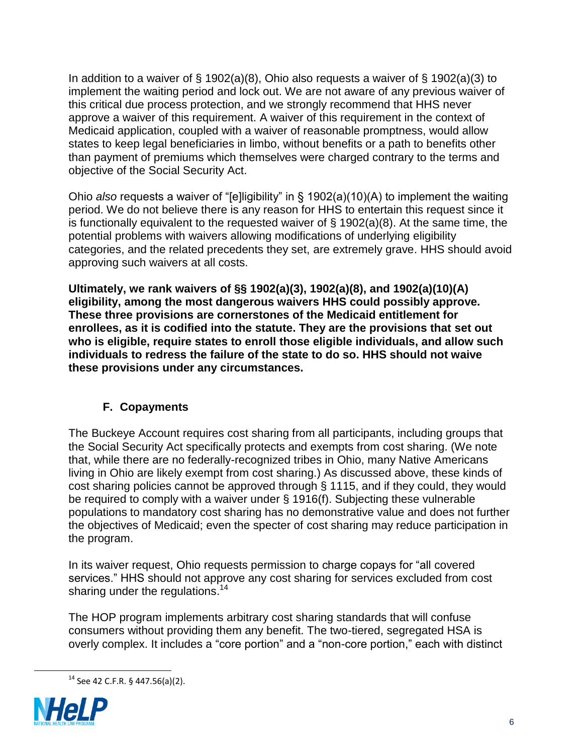In addition to a waiver of § 1902(a)(8), Ohio also requests a waiver of § 1902(a)(3) to implement the waiting period and lock out. We are not aware of any previous waiver of this critical due process protection, and we strongly recommend that HHS never approve a waiver of this requirement. A waiver of this requirement in the context of Medicaid application, coupled with a waiver of reasonable promptness, would allow states to keep legal beneficiaries in limbo, without benefits or a path to benefits other than payment of premiums which themselves were charged contrary to the terms and objective of the Social Security Act.

Ohio *also* requests a waiver of "[e]ligibility" in § 1902(a)(10)(A) to implement the waiting period. We do not believe there is any reason for HHS to entertain this request since it is functionally equivalent to the requested waiver of § 1902(a)(8). At the same time, the potential problems with waivers allowing modifications of underlying eligibility categories, and the related precedents they set, are extremely grave. HHS should avoid approving such waivers at all costs.

**Ultimately, we rank waivers of §§ 1902(a)(3), 1902(a)(8), and 1902(a)(10)(A) eligibility, among the most dangerous waivers HHS could possibly approve. These three provisions are cornerstones of the Medicaid entitlement for enrollees, as it is codified into the statute. They are the provisions that set out who is eligible, require states to enroll those eligible individuals, and allow such individuals to redress the failure of the state to do so. HHS should not waive these provisions under any circumstances.**

### F. Copayments

The Buckeye Account requires cost sharing from all participants, including groups that the Social Security Act specifically protects and exempts from cost sharing. (We note that, while there are no federally-recognized tribes in Ohio, many Native Americans living in Ohio are likely exempt from cost sharing.) As discussed above, these kinds of cost sharing policies cannot be approved through § 1115, and if they could, they would be required to comply with a waiver under § 1916(f). Subjecting these vulnerable populations to mandatory cost sharing has no demonstrative value and does not further the objectives of Medicaid; even the specter of cost sharing may reduce participation in the program.

In its waiver request, Ohio requests permission to charge copays for "all covered services." HHS should not approve any cost sharing for services excluded from cost sharing under the regulations.[14]

The HOP program implements arbitrary cost sharing standards that will confuse consumers without providing them any benefit. The two-tiered, segregated HSA is overly complex. It includes a "core portion" and a "non-core portion," each with distinct

[14] See 42 C.F.R. § 447.56(a)(2).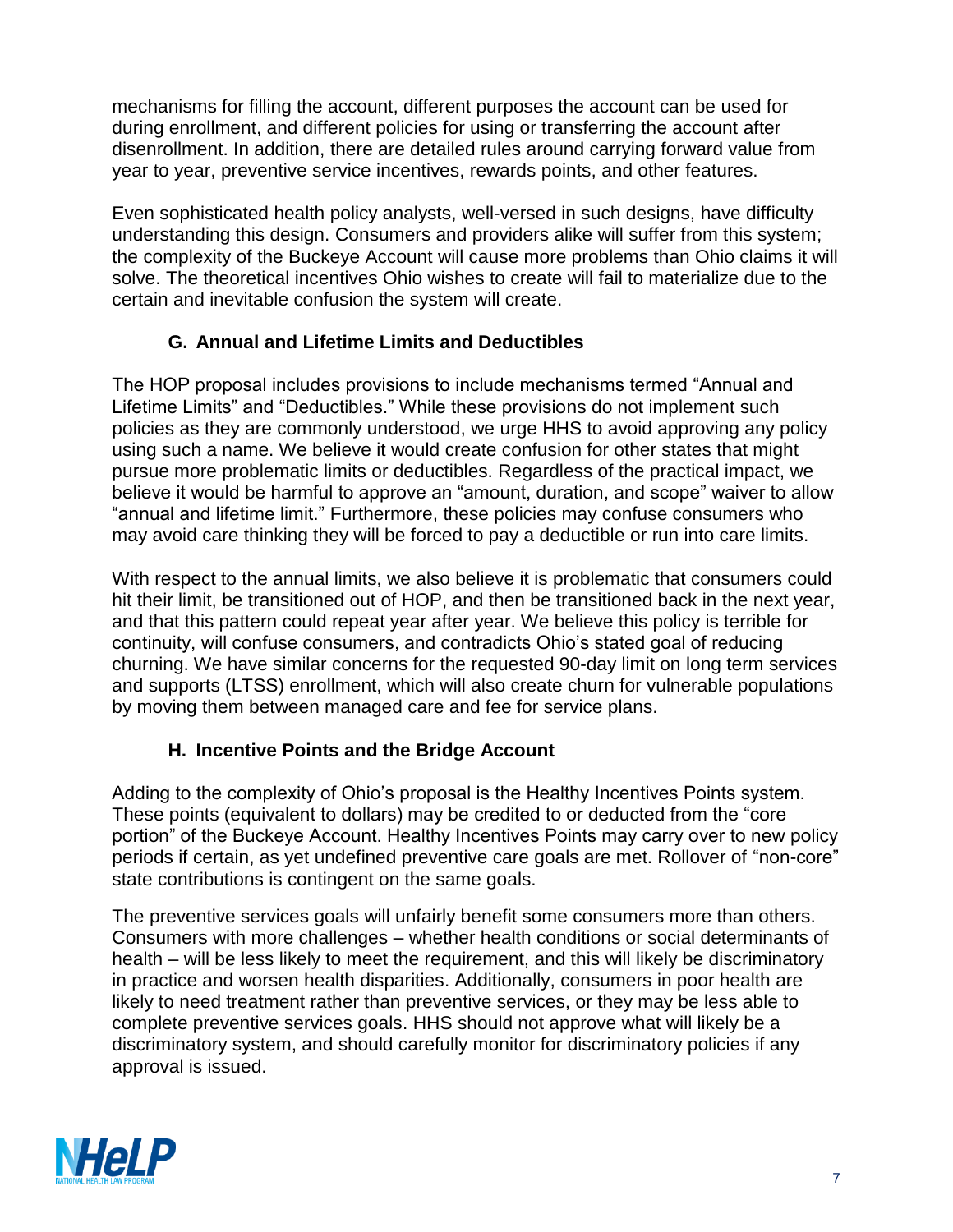mechanisms for filling the account, different purposes the account can be used for during enrollment, and different policies for using or transferring the account after disenrollment. In addition, there are detailed rules around carrying forward value from year to year, preventive service incentives, rewards points, and other features.

Even sophisticated health policy analysts, well-versed in such designs, have difficulty understanding this design. Consumers and providers alike will suffer from this system; the complexity of the Buckeye Account will cause more problems than Ohio claims it will solve. The theoretical incentives Ohio wishes to create will fail to materialize due to the certain and inevitable confusion the system will create.

### G. Annual and Lifetime Limits and Deductibles

The HOP proposal includes provisions to include mechanisms termed "Annual and Lifetime Limits" and "Deductibles." While these provisions do not implement such policies as they are commonly understood, we urge HHS to avoid approving any policy using such a name. We believe it would create confusion for other states that might pursue more problematic limits or deductibles. Regardless of the practical impact, we believe it would be harmful to approve an "amount, duration, and scope" waiver to allow "annual and lifetime limit." Furthermore, these policies may confuse consumers who may avoid care thinking they will be forced to pay a deductible or run into care limits.

With respect to the annual limits, we also believe it is problematic that consumers could hit their limit, be transitioned out of HOP, and then be transitioned back in the next year, and that this pattern could repeat year after year. We believe this policy is terrible for continuity, will confuse consumers, and contradicts Ohio's stated goal of reducing churning. We have similar concerns for the requested 90-day limit on long term services and supports (LTSS) enrollment, which will also create churn for vulnerable populations by moving them between managed care and fee for service plans.

### H. Incentive Points and the Bridge Account

Adding to the complexity of Ohio's proposal is the Healthy Incentives Points system. These points (equivalent to dollars) may be credited to or deducted from the "core portion" of the Buckeye Account. Healthy Incentives Points may carry over to new policy periods if certain, as yet undefined preventive care goals are met. Rollover of "non-core" state contributions is contingent on the same goals.

The preventive services goals will unfairly benefit some consumers more than others. Consumers with more challenges – whether health conditions or social determinants of health – will be less likely to meet the requirement, and this will likely be discriminatory in practice and worsen health disparities. Additionally, consumers in poor health are likely to need treatment rather than preventive services, or they may be less able to complete preventive services goals. HHS should not approve what will likely be a discriminatory system, and should carefully monitor for discriminatory policies if any approval is issued.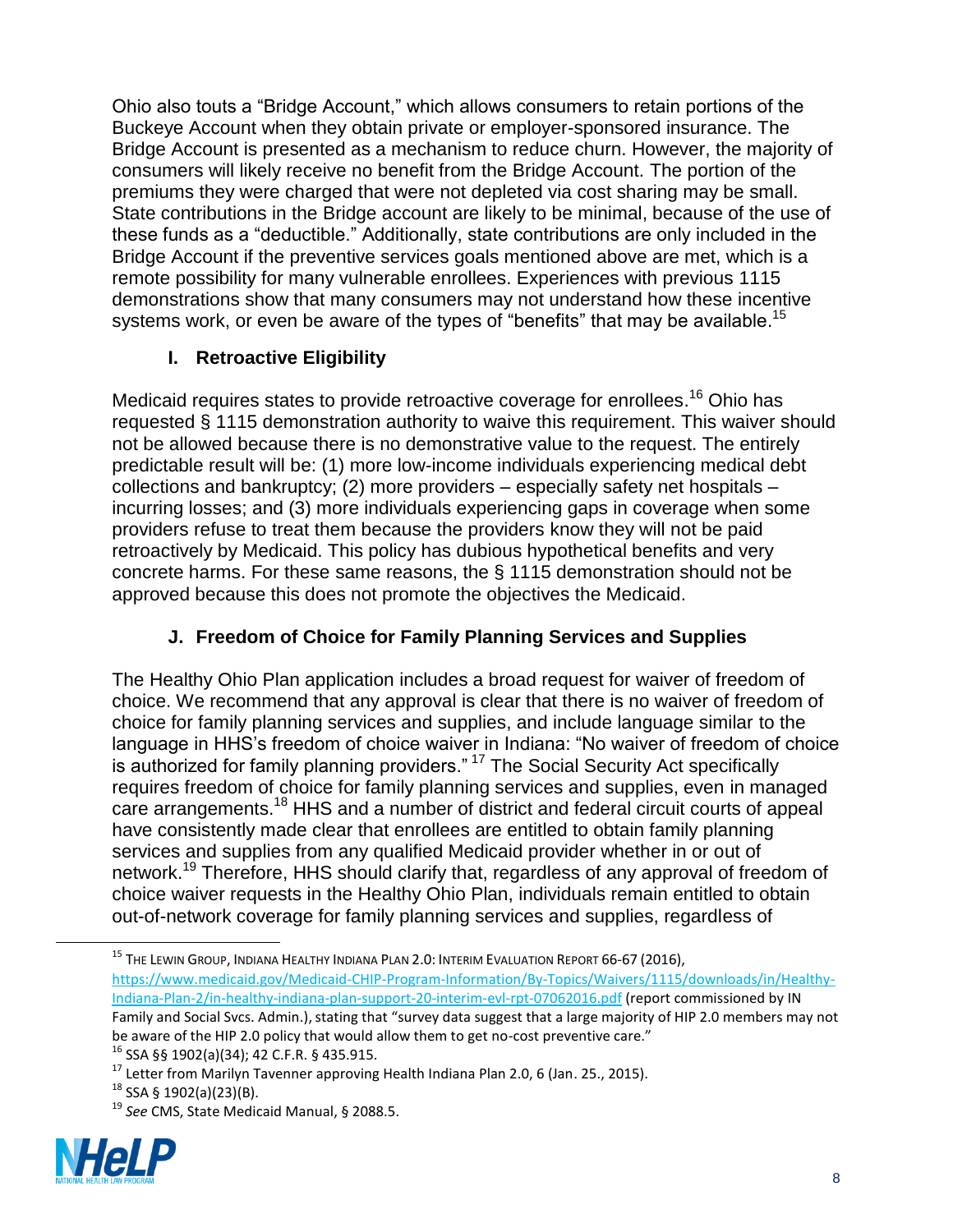Ohio also touts a "Bridge Account," which allows consumers to retain portions of the Buckeye Account when they obtain private or employer-sponsored insurance. The Bridge Account is presented as a mechanism to reduce churn. However, the majority of consumers will likely receive no benefit from the Bridge Account. The portion of the premiums they were charged that were not depleted via cost sharing may be small. State contributions in the Bridge account are likely to be minimal, because of the use of these funds as a "deductible." Additionally, state contributions are only included in the Bridge Account if the preventive services goals mentioned above are met, which is a remote possibility for many vulnerable enrollees. Experiences with previous 1115 demonstrations show that many consumers may not understand how these incentive systems work, or even be aware of the types of "benefits" that may be available.[15]

### I. Retroactive Eligibility

Medicaid requires states to provide retroactive coverage for enrollees.[16] Ohio has requested § 1115 demonstration authority to waive this requirement. This waiver should not be allowed because there is no demonstrative value to the request. The entirely predictable result will be: (1) more low-income individuals experiencing medical debt collections and bankruptcy; (2) more providers – especially safety net hospitals – incurring losses; and (3) more individuals experiencing gaps in coverage when some providers refuse to treat them because the providers know they will not be paid retroactively by Medicaid. This policy has dubious hypothetical benefits and very concrete harms. For these same reasons, the § 1115 demonstration should not be approved because this does not promote the objectives the Medicaid.

### J. Freedom of Choice for Family Planning Services and Supplies

The Healthy Ohio Plan application includes a broad request for waiver of freedom of choice. We recommend that any approval is clear that there is no waiver of freedom of choice for family planning services and supplies, and include language similar to the language in HHS's freedom of choice waiver in Indiana: "No waiver of freedom of choice is authorized for family planning providers." [17] The Social Security Act specifically requires freedom of choice for family planning services and supplies, even in managed care arrangements.[18] HHS and a number of district and federal circuit courts of appeal have consistently made clear that enrollees are entitled to obtain family planning services and supplies from any qualified Medicaid provider whether in or out of network.[19] Therefore, HHS should clarify that, regardless of any approval of freedom of choice waiver requests in the Healthy Ohio Plan, individuals remain entitled to obtain out-of-network coverage for family planning services and supplies, regardless of

---

[15] THE LEWIN GROUP, INDIANA HEALTHY INDIANA PLAN 2.0: INTERIM EVALUATION REPORT 66-67 (2016), https://www.medicaid.gov/Medicaid-CHIP-Program-Information/By-Topics/Waivers/1115/downloads/in/Healthy-Indiana-Plan-2/in-healthy-indiana-plan-support-20-interim-evl-rpt-07062016.pdf (report commissioned by IN Family and Social Svcs. Admin.), stating that "survey data suggest that a large majority of HIP 2.0 members may not be aware of the HIP 2.0 policy that would allow them to get no-cost preventive care."

[16] SSA §§ 1902(a)(34); 42 C.F.R. § 435.915.

[17] Letter from Marilyn Tavenner approving Health Indiana Plan 2.0, 6 (Jan. 25., 2015).

[18] SSA § 1902(a)(23)(B).

[19] *See* CMS, State Medicaid Manual, § 2088.5.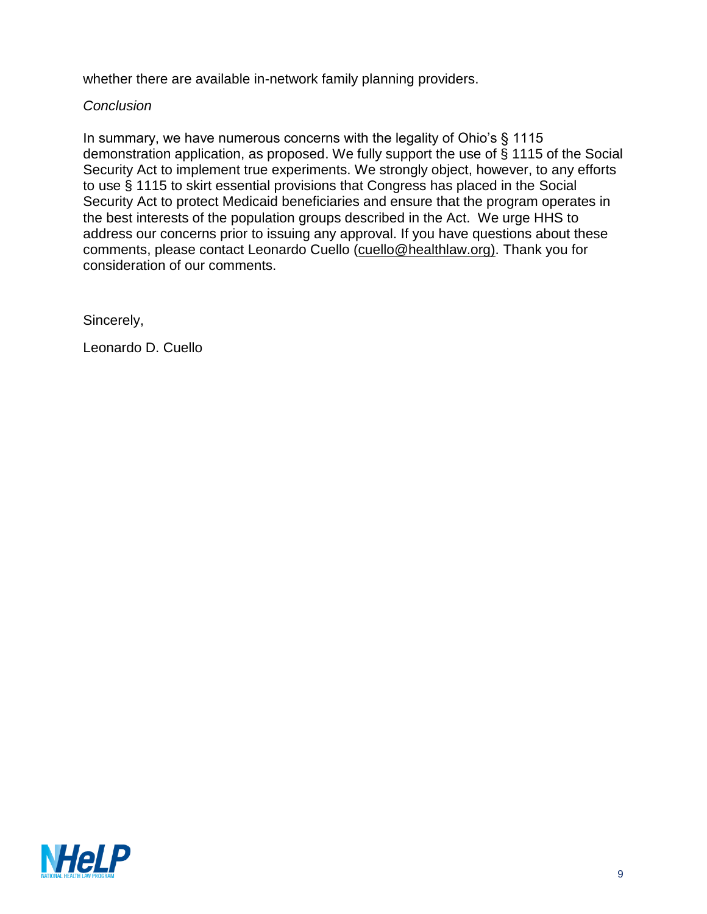whether there are available in-network family planning providers.

*Conclusion*

In summary, we have numerous concerns with the legality of Ohio's § 1115 demonstration application, as proposed. We fully support the use of § 1115 of the Social Security Act to implement true experiments. We strongly object, however, to any efforts to use § 1115 to skirt essential provisions that Congress has placed in the Social Security Act to protect Medicaid beneficiaries and ensure that the program operates in the best interests of the population groups described in the Act. We urge HHS to address our concerns prior to issuing any approval. If you have questions about these comments, please contact Leonardo Cuello (cuello@healthlaw.org). Thank you for consideration of our comments.

Sincerely,

Leonardo D. Cuello